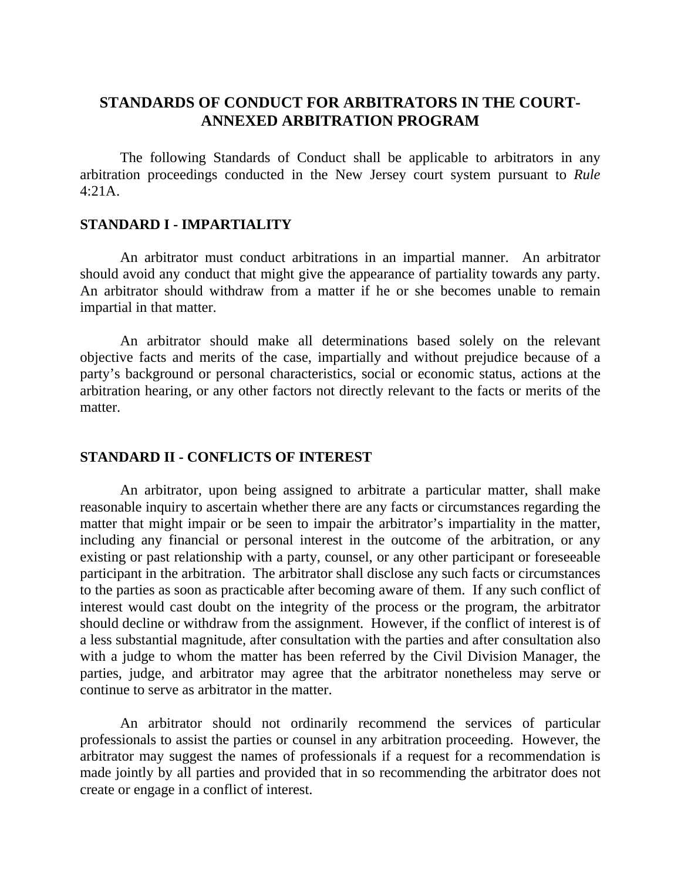# STANDARDS OF CONDUCT FOR ARBITRATORS IN THE COURT-ANNEXED ARBITRATION PROGRAM

The following Standards of Conduct shall be applicable to arbitrators in any arbitration proceedings conducted in the New Jersey court system pursuant to *Rule* 4:21A.

## STANDARD I - IMPARTIALITY

An arbitrator must conduct arbitrations in an impartial manner. An arbitrator should avoid any conduct that might give the appearance of partiality towards any party. An arbitrator should withdraw from a matter if he or she becomes unable to remain impartial in that matter.

An arbitrator should make all determinations based solely on the relevant objective facts and merits of the case, impartially and without prejudice because of a party's background or personal characteristics, social or economic status, actions at the arbitration hearing, or any other factors not directly relevant to the facts or merits of the matter.

## STANDARD II - CONFLICTS OF INTEREST

An arbitrator, upon being assigned to arbitrate a particular matter, shall make reasonable inquiry to ascertain whether there are any facts or circumstances regarding the matter that might impair or be seen to impair the arbitrator's impartiality in the matter, including any financial or personal interest in the outcome of the arbitration, or any existing or past relationship with a party, counsel, or any other participant or foreseeable participant in the arbitration. The arbitrator shall disclose any such facts or circumstances to the parties as soon as practicable after becoming aware of them. If any such conflict of interest would cast doubt on the integrity of the process or the program, the arbitrator should decline or withdraw from the assignment. However, if the conflict of interest is of a less substantial magnitude, after consultation with the parties and after consultation also with a judge to whom the matter has been referred by the Civil Division Manager, the parties, judge, and arbitrator may agree that the arbitrator nonetheless may serve or continue to serve as arbitrator in the matter.

An arbitrator should not ordinarily recommend the services of particular professionals to assist the parties or counsel in any arbitration proceeding. However, the arbitrator may suggest the names of professionals if a request for a recommendation is made jointly by all parties and provided that in so recommending the arbitrator does not create or engage in a conflict of interest.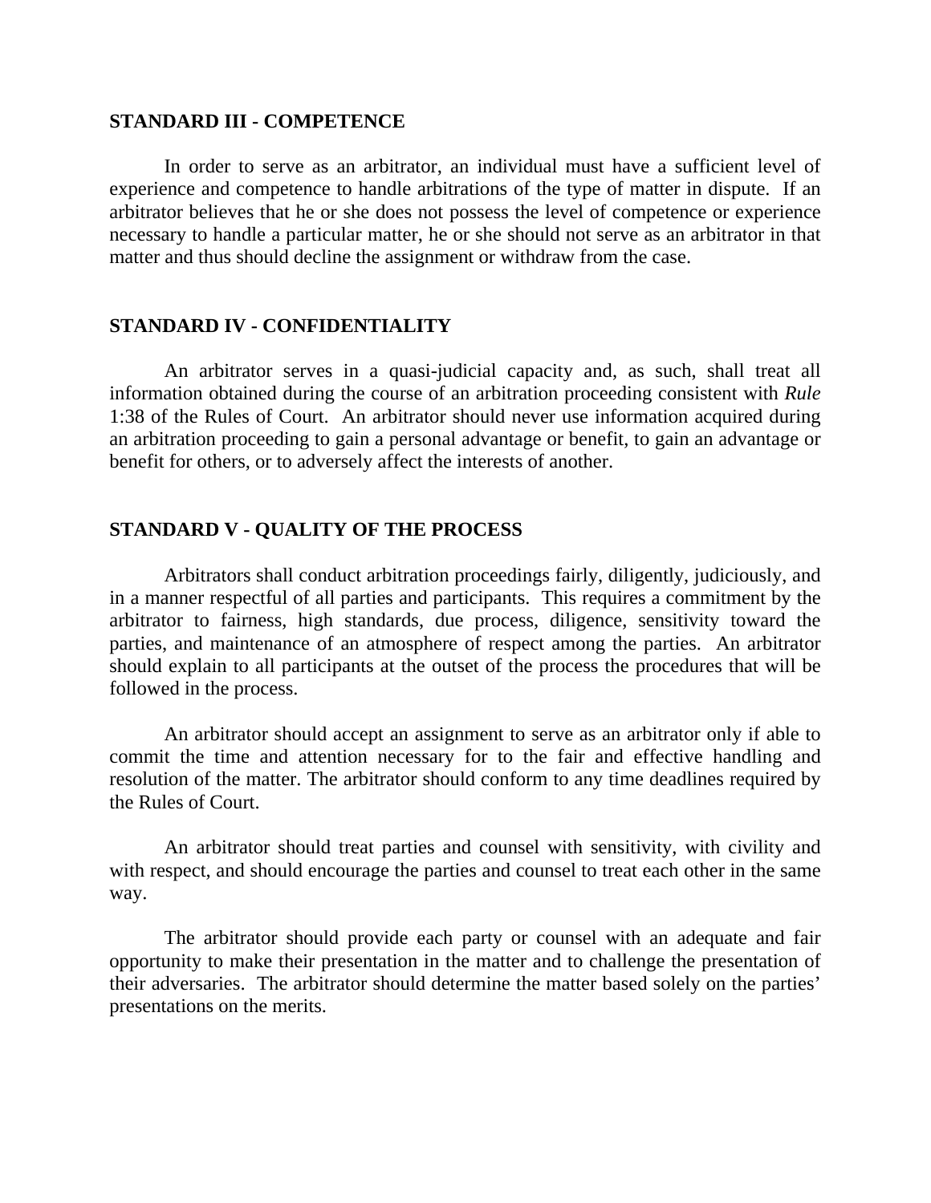## STANDARD III - COMPETENCE

In order to serve as an arbitrator, an individual must have a sufficient level of experience and competence to handle arbitrations of the type of matter in dispute. If an arbitrator believes that he or she does not possess the level of competence or experience necessary to handle a particular matter, he or she should not serve as an arbitrator in that matter and thus should decline the assignment or withdraw from the case.

## STANDARD IV - CONFIDENTIALITY

An arbitrator serves in a quasi-judicial capacity and, as such, shall treat all information obtained during the course of an arbitration proceeding consistent with *Rule* 1:38 of the Rules of Court. An arbitrator should never use information acquired during an arbitration proceeding to gain a personal advantage or benefit, to gain an advantage or benefit for others, or to adversely affect the interests of another.

## STANDARD V - QUALITY OF THE PROCESS

Arbitrators shall conduct arbitration proceedings fairly, diligently, judiciously, and in a manner respectful of all parties and participants. This requires a commitment by the arbitrator to fairness, high standards, due process, diligence, sensitivity toward the parties, and maintenance of an atmosphere of respect among the parties. An arbitrator should explain to all participants at the outset of the process the procedures that will be followed in the process.

An arbitrator should accept an assignment to serve as an arbitrator only if able to commit the time and attention necessary for to the fair and effective handling and resolution of the matter. The arbitrator should conform to any time deadlines required by the Rules of Court.

An arbitrator should treat parties and counsel with sensitivity, with civility and with respect, and should encourage the parties and counsel to treat each other in the same way.

The arbitrator should provide each party or counsel with an adequate and fair opportunity to make their presentation in the matter and to challenge the presentation of their adversaries. The arbitrator should determine the matter based solely on the parties' presentations on the merits.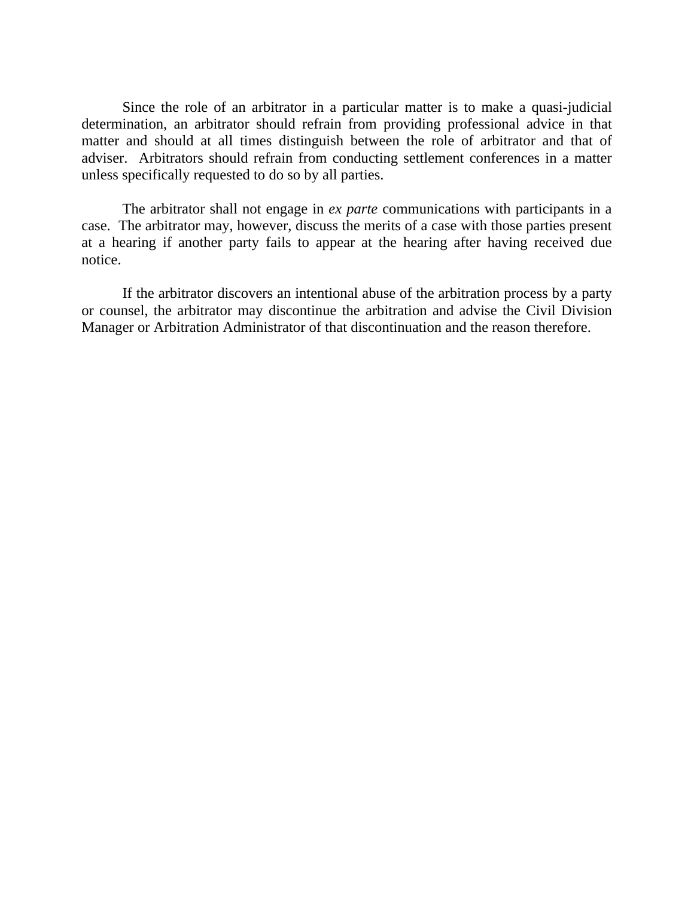Since the role of an arbitrator in a particular matter is to make a quasi-judicial determination, an arbitrator should refrain from providing professional advice in that matter and should at all times distinguish between the role of arbitrator and that of adviser. Arbitrators should refrain from conducting settlement conferences in a matter unless specifically requested to do so by all parties.

The arbitrator shall not engage in *ex parte* communications with participants in a case. The arbitrator may, however, discuss the merits of a case with those parties present at a hearing if another party fails to appear at the hearing after having received due notice.

If the arbitrator discovers an intentional abuse of the arbitration process by a party or counsel, the arbitrator may discontinue the arbitration and advise the Civil Division Manager or Arbitration Administrator of that discontinuation and the reason therefore.